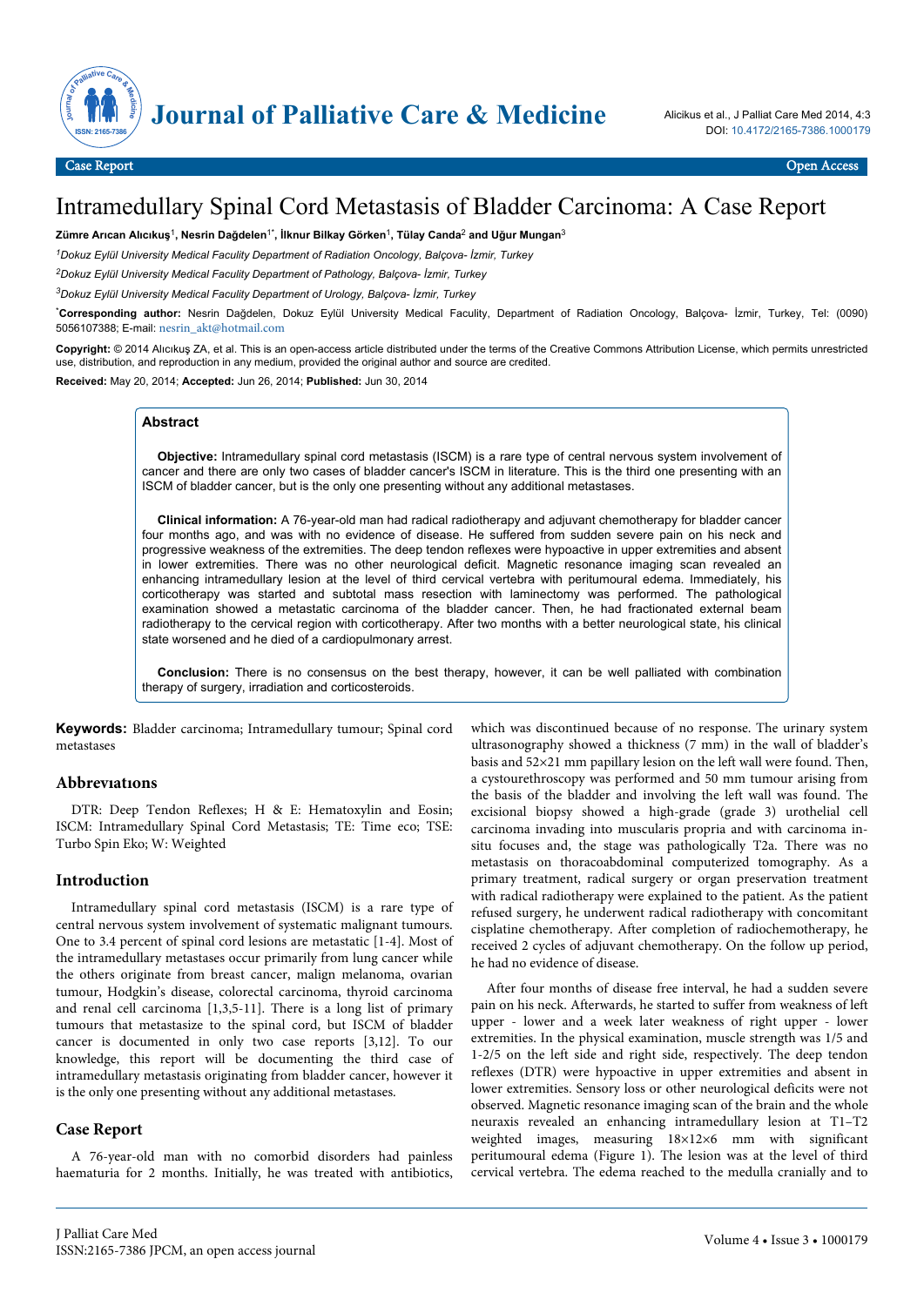# Intramedullary Spinal Cord Metastasis of Bladder Carcinoma: A Case Report

**Zümre Arıcan Alıcıkuş**[1], **Nesrin Dağdelen**[1*], **İlknur Bilkay Görken**[1], **Tülay Canda**[2] **and Uğur Mungan**[3]

[1]Dokuz Eylül University Medical Faculty Department of Radiation Oncology, Balçova- İzmir, Turkey

[2]Dokuz Eylül University Medical Faculty Department of Pathology, Balçova- İzmir, Turkey

[3]Dokuz Eylül University Medical Faculty Department of Urology, Balçova- İzmir, Turkey

[*]**Corresponding author:** Nesrin Dağdelen, Dokuz Eylül University Medical Faculty, Department of Radiation Oncology, Balçova- İzmir, Turkey, Tel: (0090) 5056107388; E-mail: nesrin_akt@hotmail.com

**Copyright:** © 2014 Alıcıkuş ZA, et al. This is an open-access article distributed under the terms of the Creative Commons Attribution License, which permits unrestricted use, distribution, and reproduction in any medium, provided the original author and source are credited.

**Received:** May 20, 2014; **Accepted:** Jun 26, 2014; **Published:** Jun 30, 2014

## Abstract

**Objective:** Intramedullary spinal cord metastasis (ISCM) is a rare type of central nervous system involvement of cancer and there are only two cases of bladder cancer's ISCM in literature. This is the third one presenting with an ISCM of bladder cancer, but is the only one presenting without any additional metastases.

**Clinical information:** A 76-year-old man had radical radiotherapy and adjuvant chemotherapy for bladder cancer four months ago, and was with no evidence of disease. He suffered from sudden severe pain on his neck and progressive weakness of the extremities. The deep tendon reflexes were hypoactive in upper extremities and absent in lower extremities. There was no other neurological deficit. Magnetic resonance imaging scan revealed an enhancing intramedullary lesion at the level of third cervical vertebra with peritumoural edema. Immediately, his corticotherapy was started and subtotal mass resection with laminectomy was performed. The pathological examination showed a metastatic carcinoma of the bladder cancer. Then, he had fractionated external beam radiotherapy to the cervical region with corticotherapy. After two months with a better neurological state, his clinical state worsened and he died of a cardiopulmonary arrest.

**Conclusion:** There is no consensus on the best therapy, however, it can be well palliated with combination therapy of surgery, irradiation and corticosteroids.

**Keywords:** Bladder carcinoma; Intramedullary tumour; Spinal cord metastases

## Abbrevıatıons

DTR: Deep Tendon Reflexes; H & E: Hematoxylin and Eosin; ISCM: Intramedullary Spinal Cord Metastasis; TE: Time eco; TSE: Turbo Spin Eko; W: Weighted

## Introduction

Intramedullary spinal cord metastasis (ISCM) is a rare type of central nervous system involvement of systematic malignant tumours. One to 3.4 percent of spinal cord lesions are metastatic [1-4]. Most of the intramedullary metastases occur primarily from lung cancer while the others originate from breast cancer, malign melanoma, ovarian tumour, Hodgkin's disease, colorectal carcinoma, thyroid carcinoma and renal cell carcinoma [1,3,5-11]. There is a long list of primary tumours that metastasize to the spinal cord, but ISCM of bladder cancer is documented in only two case reports [3,12]. To our knowledge, this report will be documenting the third case of intramedullary metastasis originating from bladder cancer, however it is the only one presenting without any additional metastases.

## Case Report

A 76-year-old man with no comorbid disorders had painless haematuria for 2 months. Initially, he was treated with antibiotics, which was discontinued because of no response. The urinary system ultrasonography showed a thickness (7 mm) in the wall of bladder's basis and 52×21 mm papillary lesion on the left wall were found. Then, a cystourethroscopy was performed and 50 mm tumour arising from the basis of the bladder and involving the left wall was found. The excisional biopsy showed a high-grade (grade 3) urothelial cell carcinoma invading into muscularis propria and with carcinoma in-situ focuses and, the stage was pathologically T2a. There was no metastasis on thoracoabdominal computerized tomography. As a primary treatment, radical surgery or organ preservation treatment with radical radiotherapy were explained to the patient. As the patient refused surgery, he underwent radical radiotherapy with concomitant cisplatine chemotherapy. After completion of radiochemotherapy, he received 2 cycles of adjuvant chemotherapy. On the follow up period, he had no evidence of disease.

After four months of disease free interval, he had a sudden severe pain on his neck. Afterwards, he started to suffer from weakness of left upper - lower and a week later weakness of right upper - lower extremities. In the physical examination, muscle strength was 1/5 and 1-2/5 on the left side and right side, respectively. The deep tendon reflexes (DTR) were hypoactive in upper extremities and absent in lower extremities. Sensory loss or other neurological deficits were not observed. Magnetic resonance imaging scan of the brain and the whole neuraxis revealed an enhancing intramedullary lesion at T1–T2 weighted images, measuring 18×12×6 mm with significant peritumoural edema (Figure 1). The lesion was at the level of third cervical vertebra. The edema reached to the medulla cranially and to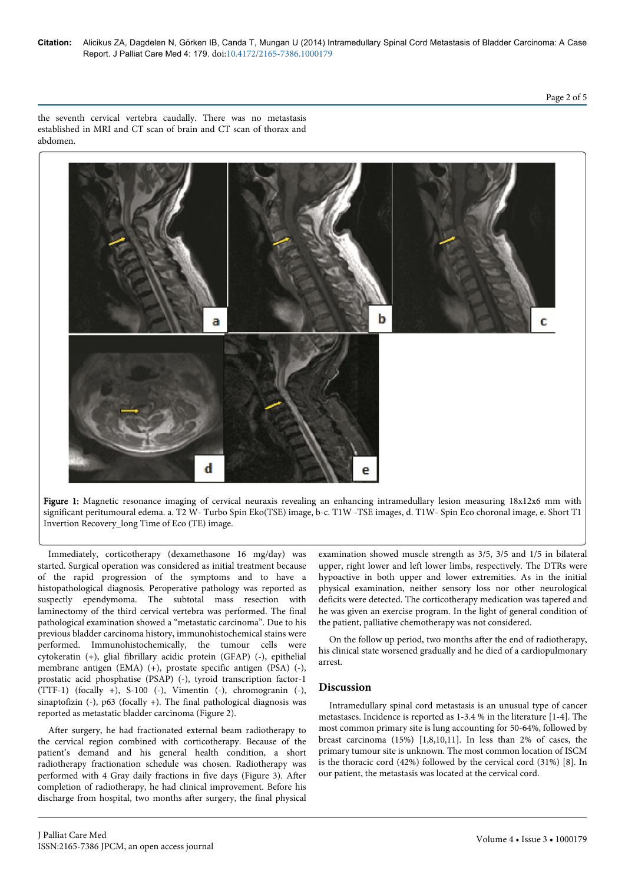the seventh cervical vertebra caudally. There was no metastasis established in MRI and CT scan of brain and CT scan of thorax and abdomen.

**Figure 1:** Magnetic resonance imaging of cervical neuraxis revealing an enhancing intramedullary lesion measuring 18x12x6 mm with significant peritumoural edema. a. T2 W- Turbo Spin Eko(TSE) image, b-c. T1W -TSE images, d. T1W- Spin Eco choronal image, e. Short T1 Invertion Recovery_long Time of Eco (TE) image.

Immediately, corticotherapy (dexamethasone 16 mg/day) was started. Surgical operation was considered as initial treatment because of the rapid progression of the symptoms and to have a histopathological diagnosis. Peroperative pathology was reported as suspectly ependymoma. The subtotal mass resection with laminectomy of the third cervical vertebra was performed. The final pathological examination showed a "metastatic carcinoma". Due to his previous bladder carcinoma history, immunohistochemical stains were performed. Immunohistochemically, the tumour cells were cytokeratin (+), glial fibrillary acidic protein (GFAP) (-), epithelial membrane antigen (EMA) (+), prostate specific antigen (PSA) (-), prostatic acid phosphatise (PSAP) (-), tyroid transcription factor-1 (TTF-1) (focally +), S-100 (-), Vimentin (-), chromogranin (-), sinaptofizin (-), p63 (focally +). The final pathological diagnosis was reported as metastatic bladder carcinoma (Figure 2).

After surgery, he had fractionated external beam radiotherapy to the cervical region combined with corticotherapy. Because of the patient's demand and his general health condition, a short radiotherapy fractionation schedule was chosen. Radiotherapy was performed with 4 Gray daily fractions in five days (Figure 3). After completion of radiotherapy, he had clinical improvement. Before his discharge from hospital, two months after surgery, the final physical examination showed muscle strength as 3/5, 3/5 and 1/5 in bilateral upper, right lower and left lower limbs, respectively. The DTRs were hypoactive in both upper and lower extremities. As in the initial physical examination, neither sensory loss nor other neurological deficits were detected. The corticotherapy medication was tapered and he was given an exercise program. In the light of general condition of the patient, palliative chemotherapy was not considered.

On the follow up period, two months after the end of radiotherapy, his clinical state worsened gradually and he died of a cardiopulmonary arrest.

## Discussion

Intramedullary spinal cord metastasis is an unusual type of cancer metastases. Incidence is reported as 1-3.4 % in the literature [1-4]. The most common primary site is lung accounting for 50-64%, followed by breast carcinoma (15%) [1,8,10,11]. In less than 2% of cases, the primary tumour site is unknown. The most common location of ISCM is the thoracic cord (42%) followed by the cervical cord (31%) [8]. In our patient, the metastasis was located at the cervical cord.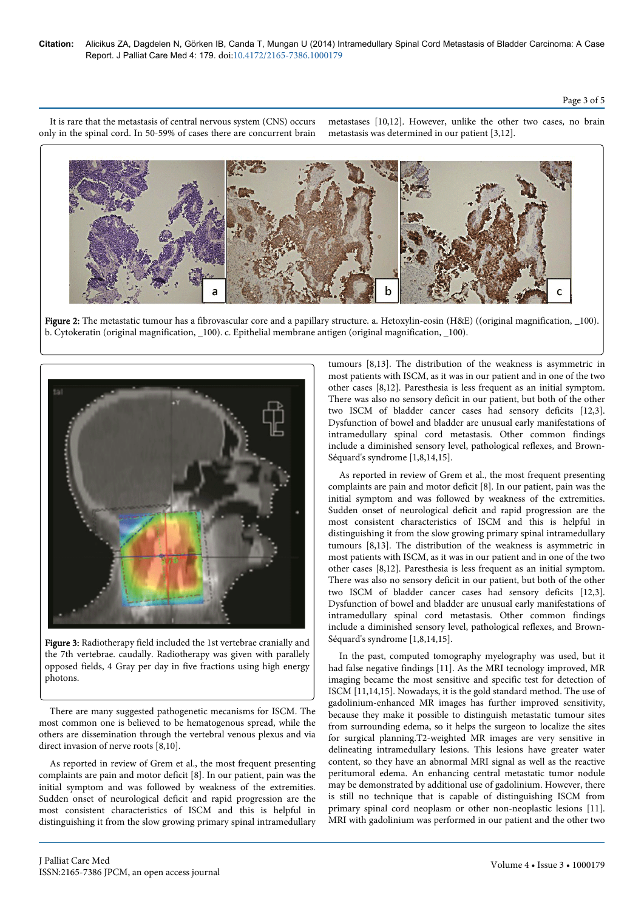It is rare that the metastasis of central nervous system (CNS) occurs only in the spinal cord. In 50-59% of cases there are concurrent brain metastases [10,12]. However, unlike the other two cases, no brain metastasis was determined in our patient [3,12].

**Figure 2:** The metastatic tumour has a fibrovascular core and a papillary structure. a. Hetoxylin-eosin (H&E) ((original magnification, _100). b. Cytokeratin (original magnification, _100). c. Epithelial membrane antigen (original magnification, _100).

**Figure 3:** Radiotherapy field included the 1st vertebrae cranially and the 7th vertebrae. caudally. Radiotherapy was given with parallely opposed fields, 4 Gray per day in five fractions using high energy photons.

There are many suggested pathogenetic mecanisms for ISCM. The most common one is believed to be hematogenous spread, while the others are dissemination through the vertebral venous plexus and via direct invasion of nerve roots [8,10].

As reported in review of Grem et al., the most frequent presenting complaints are pain and motor deficit [8]. In our patient, pain was the initial symptom and was followed by weakness of the extremities. Sudden onset of neurological deficit and rapid progression are the most consistent characteristics of ISCM and this is helpful in distinguishing it from the slow growing primary spinal intramedullary tumours [8,13]. The distribution of the weakness is asymmetric in most patients with ISCM, as it was in our patient and in one of the two other cases [8,12]. Paresthesia is less frequent as an initial symptom. There was also no sensory deficit in our patient, but both of the other two ISCM of bladder cancer cases had sensory deficits [12,3]. Dysfunction of bowel and bladder are unusual early manifestations of intramedullary spinal cord metastasis. Other common findings include a diminished sensory level, pathological reflexes, and Brown-Séquard's syndrome [1,8,14,15].

As reported in review of Grem et al., the most frequent presenting complaints are pain and motor deficit [8]. In our patient, pain was the initial symptom and was followed by weakness of the extremities. Sudden onset of neurological deficit and rapid progression are the most consistent characteristics of ISCM and this is helpful in distinguishing it from the slow growing primary spinal intramedullary tumours [8,13]. The distribution of the weakness is asymmetric in most patients with ISCM, as it was in our patient and in one of the two other cases [8,12]. Paresthesia is less frequent as an initial symptom. There was also no sensory deficit in our patient, but both of the other two ISCM of bladder cancer cases had sensory deficits [12,3]. Dysfunction of bowel and bladder are unusual early manifestations of intramedullary spinal cord metastasis. Other common findings include a diminished sensory level, pathological reflexes, and Brown-Séquard's syndrome [1,8,14,15].

In the past, computed tomography myelography was used, but it had false negative findings [11]. As the MRI tecnology improved, MR imaging became the most sensitive and specific test for detection of ISCM [11,14,15]. Nowadays, it is the gold standard method. The use of gadolinium-enhanced MR images has further improved sensitivity, because they make it possible to distinguish metastatic tumour sites from surrounding edema, so it helps the surgeon to localize the sites for surgical planning.T2-weighted MR images are very sensitive in delineating intramedullary lesions. This lesions have greater water content, so they have an abnormal MRI signal as well as the reactive peritumoral edema. An enhancing central metastatic tumor nodule may be demonstrated by additional use of gadolinium. However, there is still no technique that is capable of distinguishing ISCM from primary spinal cord neoplasm or other non-neoplastic lesions [11]. MRI with gadolinium was performed in our patient and the other two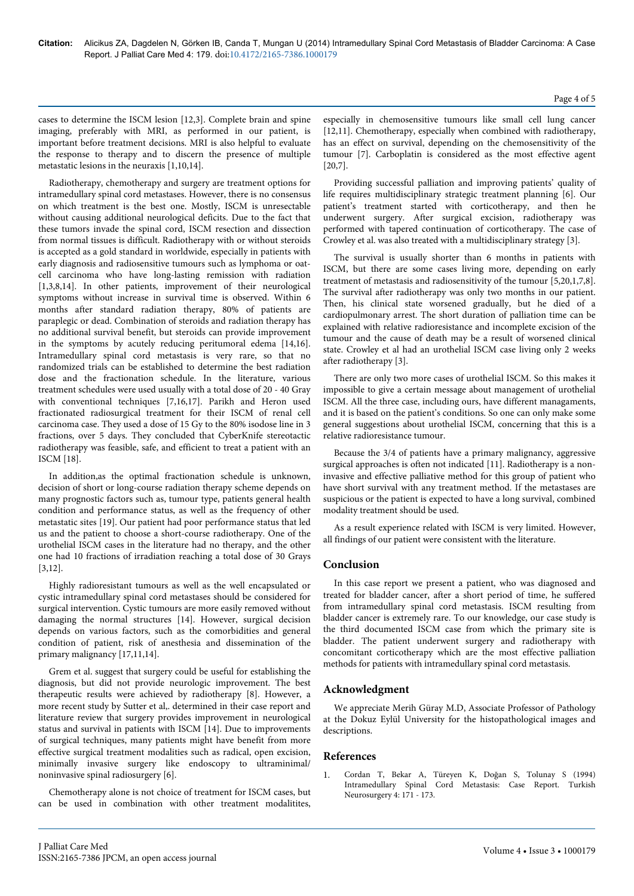cases to determine the ISCM lesion [12,3]. Complete brain and spine imaging, preferably with MRI, as performed in our patient, is important before treatment decisions. MRI is also helpful to evaluate the response to therapy and to discern the presence of multiple metastatic lesions in the neuraxis [1,10,14].

Radiotherapy, chemotherapy and surgery are treatment options for intramedullary spinal cord metastases. However, there is no consensus on which treatment is the best one. Mostly, ISCM is unresectable without causing additional neurological deficits. Due to the fact that these tumors invade the spinal cord, ISCM resection and dissection from normal tissues is difficult. Radiotherapy with or without steroids is accepted as a gold standard in worldwide, especially in patients with early diagnosis and radiosensitive tumours such as lymphoma or oat-cell carcinoma who have long-lasting remission with radiation [1,3,8,14]. In other patients, improvement of their neurological symptoms without increase in survival time is observed. Within 6 months after standard radiation therapy, 80% of patients are paraplegic or dead. Combination of steroids and radiation therapy has no additional survival benefit, but steroids can provide improvement in the symptoms by acutely reducing peritumoral edema [14,16]. Intramedullary spinal cord metastasis is very rare, so that no randomized trials can be established to determine the best radiation dose and the fractionation schedule. In the literature, various treatment schedules were used usually with a total dose of 20 - 40 Gray with conventional techniques [7,16,17]. Parikh and Heron used fractionated radiosurgical treatment for their ISCM of renal cell carcinoma case. They used a dose of 15 Gy to the 80% isodose line in 3 fractions, over 5 days. They concluded that CyberKnife stereotactic radiotherapy was feasible, safe, and efficient to treat a patient with an ISCM [18].

In addition,as the optimal fractionation schedule is unknown, decision of short or long-course radiation therapy scheme depends on many prognostic factors such as, tumour type, patients general health condition and performance status, as well as the frequency of other metastatic sites [19]. Our patient had poor performance status that led us and the patient to choose a short-course radiotherapy. One of the urothelial ISCM cases in the literature had no therapy, and the other one had 10 fractions of irradiation reaching a total dose of 30 Grays [3,12].

Highly radioresistant tumours as well as the well encapsulated or cystic intramedullary spinal cord metastases should be considered for surgical intervention. Cystic tumours are more easily removed without damaging the normal structures [14]. However, surgical decision depends on various factors, such as the comorbidities and general condition of patient, risk of anesthesia and dissemination of the primary malignancy [17,11,14].

Grem et al. suggest that surgery could be useful for establishing the diagnosis, but did not provide neurologic improvement. The best therapeutic results were achieved by radiotherapy [8]. However, a more recent study by Sutter et al,. determined in their case report and literature review that surgery provides improvement in neurological status and survival in patients with ISCM [14]. Due to improvements of surgical techniques, many patients might have benefit from more effective surgical treatment modalities such as radical, open excision, minimally invasive surgery like endoscopy to ultraminimal/ noninvasive spinal radiosurgery [6].

Chemotherapy alone is not choice of treatment for ISCM cases, but can be used in combination with other treatment modalitites, especially in chemosensitive tumours like small cell lung cancer [12,11]. Chemotherapy, especially when combined with radiotherapy, has an effect on survival, depending on the chemosensitivity of the tumour [7]. Carboplatin is considered as the most effective agent [20,7].

Providing successful palliation and improving patients' quality of life requires multidisciplinary strategic treatment planning [6]. Our patient's treatment started with corticotherapy, and then he underwent surgery. After surgical excision, radiotherapy was performed with tapered continuation of corticotherapy. The case of Crowley et al. was also treated with a multidisciplinary strategy [3].

The survival is usually shorter than 6 months in patients with ISCM, but there are some cases living more, depending on early treatment of metastasis and radiosensitivity of the tumour [5,20,1,7,8]. The survival after radiotherapy was only two months in our patient. Then, his clinical state worsened gradually, but he died of a cardiopulmonary arrest. The short duration of palliation time can be explained with relative radioresistance and incomplete excision of the tumour and the cause of death may be a result of worsened clinical state. Crowley et al had an urothelial ISCM case living only 2 weeks after radiotherapy [3].

There are only two more cases of urothelial ISCM. So this makes it impossible to give a certain message about management of urothelial ISCM. All the three case, including ours, have different managaments, and it is based on the patient's conditions. So one can only make some general suggestions about urothelial ISCM, concerning that this is a relative radioresistance tumour.

Because the 3/4 of patients have a primary malignancy, aggressive surgical approaches is often not indicated [11]. Radiotherapy is a non-invasive and effective palliative method for this group of patient who have short survival with any treatment method. If the metastases are suspicious or the patient is expected to have a long survival, combined modality treatment should be used.

As a result experience related with ISCM is very limited. However, all findings of our patient were consistent with the literature.

## Conclusion

In this case report we present a patient, who was diagnosed and treated for bladder cancer, after a short period of time, he suffered from intramedullary spinal cord metastasis. ISCM resulting from bladder cancer is extremely rare. To our knowledge, our case study is the third documented ISCM case from which the primary site is bladder. The patient underwent surgery and radiotherapy with concomitant corticotherapy which are the most effective palliation methods for patients with intramedullary spinal cord metastasis.

## Acknowledgment

We appreciate Merih Güray M.D, Associate Professor of Pathology at the Dokuz Eylül University for the histopathological images and descriptions.

## References

1. Cordan T, Bekar A, Türeyen K, Doğan S, Tolunay S (1994) Intramedullary Spinal Cord Metastasis: Case Report. Turkish Neurosurgery 4: 171 - 173.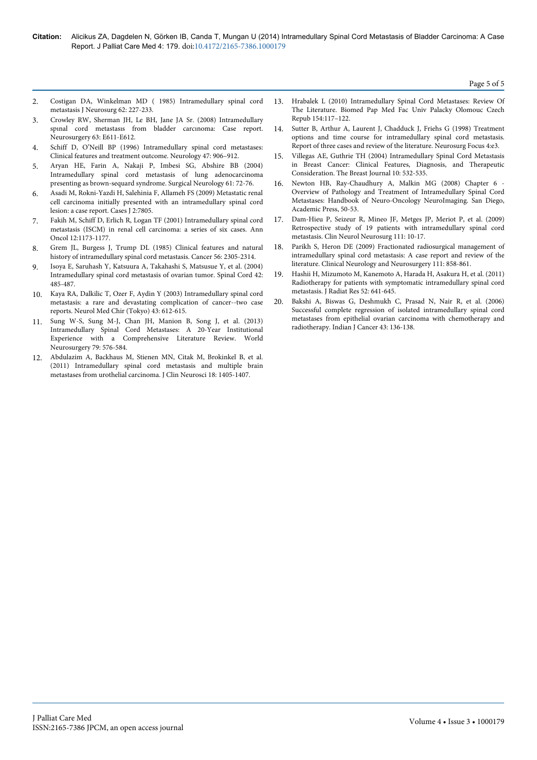2. Costigan DA, Winkelman MD ( 1985) Intramedullary spinal cord metastasis J Neurosurg 62: 227-233.
3. Crowley RW, Sherman JH, Le BH, Jane JA Sr. (2008) Intramedullary spınal cord metastasıs from bladder carcınoma: Case report. Neurosurgery 63: E611-E612.
4. Schiff D, O'Neill BP (1996) Intramedullary spinal cord metastases: Clinical features and treatment outcome. Neurology 47: 906–912.
5. Aryan HE, Farin A, Nakaji P, Imbesi SG, Abshire BB (2004) Intramedullary spinal cord metastasis of lung adenocarcinoma presenting as brown-sequard syndrome. Surgical Neurology 61: 72-76.
6. Asadi M, Rokni-Yazdi H, Salehinia F, Allameh FS (2009) Metastatic renal cell carcinoma initially presented with an intramedullary spinal cord lesion: a case report. Cases J 2:7805.
7. Fakih M, Schiff D, Erlich R, Logan TF (2001) Intramedullary spinal cord metastasis (ISCM) in renal cell carcinoma: a series of six cases. Ann Oncol 12:1173-1177.
8. Grem JL, Burgess J, Trump DL (1985) Clinical features and natural history of intramedullary spinal cord metastasis. Cancer 56: 2305-2314.
9. Isoya E, Saruhash Y, Katsuura A, Takahashi S, Matsusue Y, et al. (2004) Intramedullary spinal cord metastasis of ovarian tumor. Spinal Cord 42: 485-487.
10. Kaya RA, Dalkilic T, Ozer F, Aydin Y (2003) Intramedullary spinal cord metastasis: a rare and devastating complication of cancer--two case reports. Neurol Med Chir (Tokyo) 43: 612-615.
11. Sung W-S, Sung M-J, Chan JH, Manion B, Song J, et al. (2013) Intramedullary Spinal Cord Metastases: A 20-Year Institutional Experience with a Comprehensive Literature Review. World Neurosurgery 79: 576-584.
12. Abdulazim A, Backhaus M, Stienen MN, Citak M, Brokinkel B, et al. (2011) Intramedullary spinal cord metastasis and multiple brain metastases from urothelial carcinoma. J Clin Neurosci 18: 1405-1407.
13. Hrabalek L (2010) Intramedullary Spinal Cord Metastases: Review Of The Literature. Biomed Pap Med Fac Univ Palacky Olomouc Czech Repub 154:117–122.
14. Sutter B, Arthur A, Laurent J, Chadduck J, Friehs G (1998) Treatment options and time course for intramedullary spinal cord metastasis. Report of three cases and review of the literature. Neurosurg Focus 4:e3.
15. Villegas AE, Guthrie TH (2004) Intramedullary Spinal Cord Metastasis in Breast Cancer: Clinical Features, Diagnosis, and Therapeutic Consideration. The Breast Journal 10: 532-535.
16. Newton HB, Ray-Chaudhury A, Malkin MG (2008) Chapter 6 - Overview of Pathology and Treatment of Intramedullary Spinal Cord Metastases: Handbook of Neuro-Oncology NeuroImaging. San Diego, Academic Press, 50-53.
17. Dam-Hieu P, Seizeur R, Mineo JF, Metges JP, Meriot P, et al. (2009) Retrospective study of 19 patients with intramedullary spinal cord metastasis. Clin Neurol Neurosurg 111: 10-17.
18. Parikh S, Heron DE (2009) Fractionated radiosurgical management of intramedullary spinal cord metastasis: A case report and review of the literature. Clinical Neurology and Neurosurgery 111: 858-861.
19. Hashii H, Mizumoto M, Kanemoto A, Harada H, Asakura H, et al. (2011) Radiotherapy for patients with symptomatic intramedullary spinal cord metastasis. J Radiat Res 52: 641-645.
20. Bakshi A, Biswas G, Deshmukh C, Prasad N, Nair R, et al. (2006) Successful complete regression of isolated intramedullary spinal cord metastases from epithelial ovarian carcinoma with chemotherapy and radiotherapy. Indian J Cancer 43: 136-138.